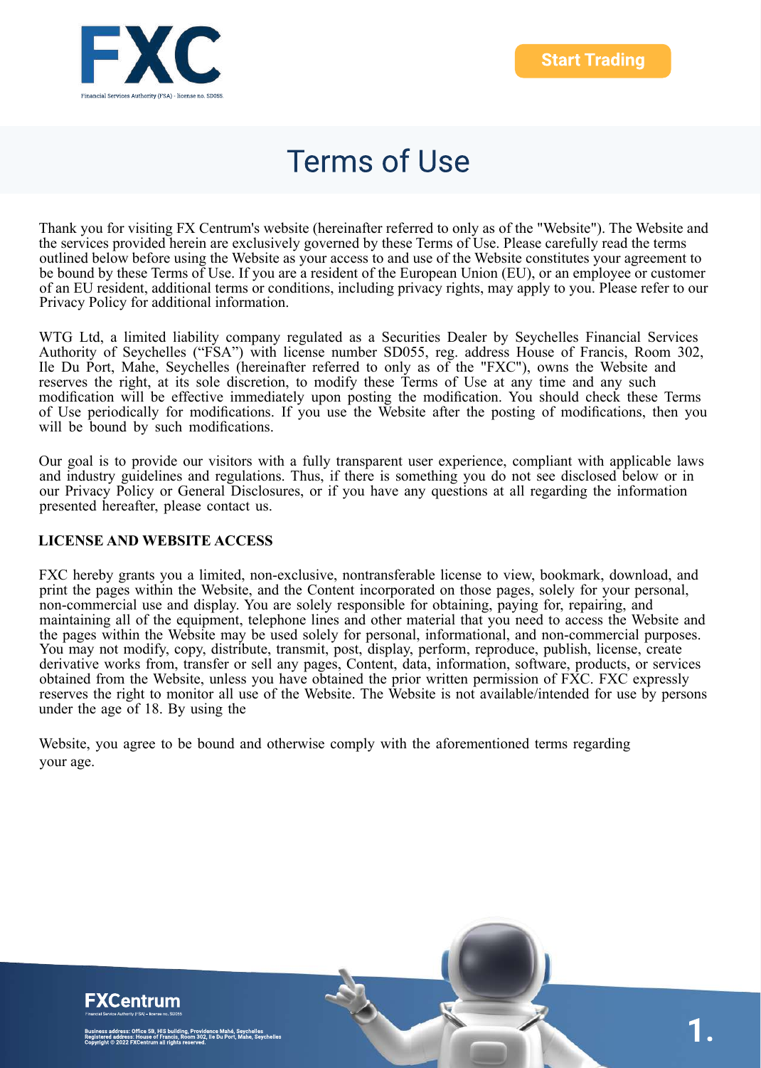# Terms of Use

Thank you for visiting FX Centrum's website (hereinafter referred to only as of the "Website"). The Website and the services provided herein are exclusively governed by these Terms of Use. Please carefully read the terms outlined below before using the Website as your access to and use of the Website constitutes your agreement to be bound by these Terms of Use. If you are a resident of the European Union (EU), or an employee or customer of an EU resident, additional terms or conditions, including privacy rights, may apply to you. Please refer to our Privacy Policy for additional information.

WTG Ltd, a limited liability company regulated as a Securities Dealer by Seychelles Financial Services Authority of Seychelles ("FSA") with license number SD055, reg. address House of Francis, Room 302, Ile Du Port, Mahe, Seychelles (hereinafter referred to only as of the "FXC"), owns the Website and reserves the right, at its sole discretion, to modify these Terms of Use at any time and any such modification will be effective immediately upon posting the modification. You should check these Terms of Use periodically for modifications. If you use the Website after the posting of modifications, then you will be bound by such modifications.

Our goal is to provide our visitors with a fully transparent user experience, compliant with applicable laws and industry guidelines and regulations. Thus, if there is something you do not see disclosed below or in our Privacy Policy or General Disclosures, or if you have any questions at all regarding the information presented hereafter, please contact us.

## LICENSE AND WEBSITE ACCESS

FXC hereby grants you a limited, non-exclusive, nontransferable license to view, bookmark, download, and print the pages within the Website, and the Content incorporated on those pages, solely for your personal, non-commercial use and display. You are solely responsible for obtaining, paying for, repairing, and maintaining all of the equipment, telephone lines and other material that you need to access the Website and the pages within the Website may be used solely for personal, informational, and non-commercial purposes. You may not modify, copy, distribute, transmit, post, display, perform, reproduce, publish, license, create derivative works from, transfer or sell any pages, Content, data, information, software, products, or services obtained from the Website, unless you have obtained the prior written permission of FXC. FXC expressly reserves the right to monitor all use of the Website. The Website is not available/intended for use by persons under the age of 18. By using the

Website, you agree to be bound and otherwise comply with the aforementioned terms regarding your age.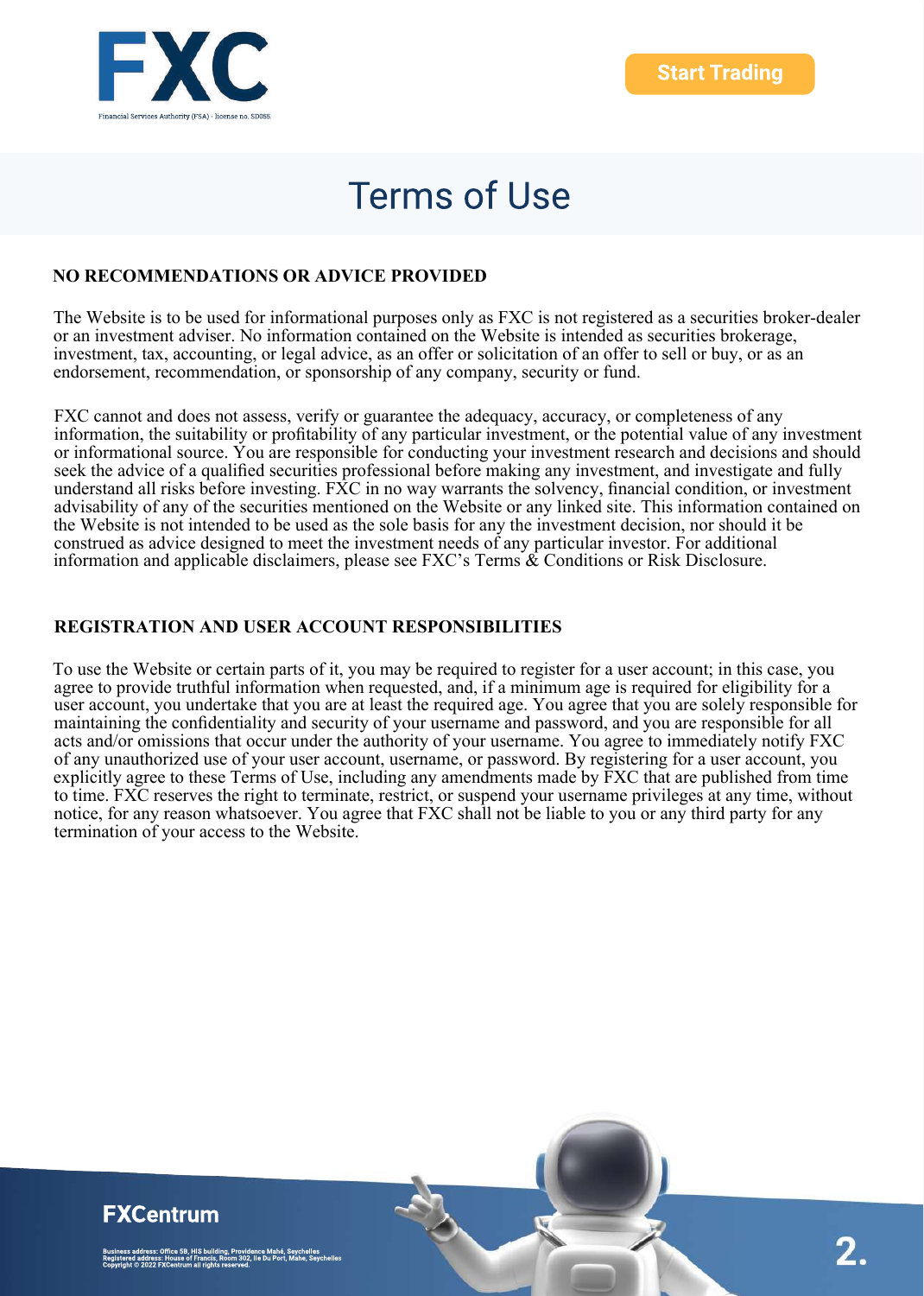# Terms of Use

## NO RECOMMENDATIONS OR ADVICE PROVIDED

The Website is to be used for informational purposes only as FXC is not registered as a securities broker-dealer or an investment adviser. No information contained on the Website is intended as securities brokerage, investment, tax, accounting, or legal advice, as an offer or solicitation of an offer to sell or buy, or as an endorsement, recommendation, or sponsorship of any company, security or fund.

FXC cannot and does not assess, verify or guarantee the adequacy, accuracy, or completeness of any information, the suitability or profitability of any particular investment, or the potential value of any investment or informational source. You are responsible for conducting your investment research and decisions and should seek the advice of a qualified securities professional before making any investment, and investigate and fully understand all risks before investing. FXC in no way warrants the solvency, financial condition, or investment advisability of any of the securities mentioned on the Website or any linked site. This information contained on the Website is not intended to be used as the sole basis for any the investment decision, nor should it be construed as advice designed to meet the investment needs of any particular investor. For additional information and applicable disclaimers, please see FXC's Terms & Conditions or Risk Disclosure.

## REGISTRATION AND USER ACCOUNT RESPONSIBILITIES

To use the Website or certain parts of it, you may be required to register for a user account; in this case, you agree to provide truthful information when requested, and, if a minimum age is required for eligibility for a user account, you undertake that you are at least the required age. You agree that you are solely responsible for maintaining the confidentiality and security of your username and password, and you are responsible for all acts and/or omissions that occur under the authority of your username. You agree to immediately notify FXC of any unauthorized use of your user account, username, or password. By registering for a user account, you explicitly agree to these Terms of Use, including any amendments made by FXC that are published from time to time. FXC reserves the right to terminate, restrict, or suspend your username privileges at any time, without notice, for any reason whatsoever. You agree that FXC shall not be liable to you or any third party for any termination of your access to the Website.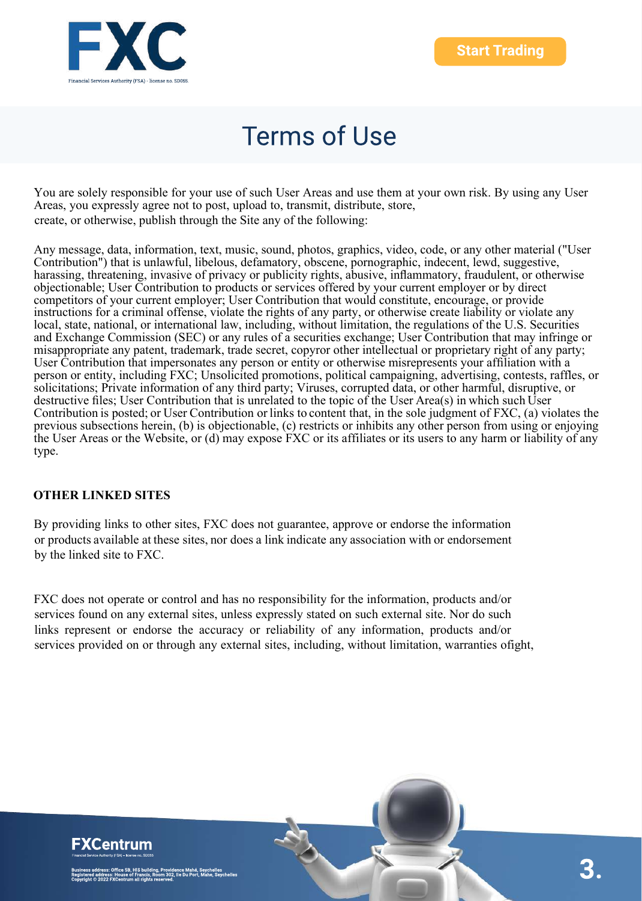# Terms of Use

You are solely responsible for your use of such User Areas and use them at your own risk. By using any User Areas, you expressly agree not to post, upload to, transmit, distribute, store, create, or otherwise, publish through the Site any of the following:

Any message, data, information, text, music, sound, photos, graphics, video, code, or any other material ("User Contribution") that is unlawful, libelous, defamatory, obscene, pornographic, indecent, lewd, suggestive, harassing, threatening, invasive of privacy or publicity rights, abusive, inflammatory, fraudulent, or otherwise objectionable; User Contribution to products or services offered by your current employer or by direct competitors of your current employer; User Contribution that would constitute, encourage, or provide instructions for a criminal offense, violate the rights of any party, or otherwise create liability or violate any local, state, national, or international law, including, without limitation, the regulations of the U.S. Securities and Exchange Commission (SEC) or any rules of a securities exchange; User Contribution that may infringe or misappropriate any patent, trademark, trade secret, copyror other intellectual or proprietary right of any party; User Contribution that impersonates any person or entity or otherwise misrepresents your affiliation with a person or entity, including FXC; Unsolicited promotions, political campaigning, advertising, contests, raffles, or solicitations; Private information of any third party; Viruses, corrupted data, or other harmful, disruptive, or destructive files; User Contribution that is unrelated to the topic of the User Area(s) in which such User Contribution is posted; or User Contribution or links to content that, in the sole judgment of FXC, (a) violates the previous subsections herein, (b) is objectionable, (c) restricts or inhibits any other person from using or enjoying the User Areas or the Website, or (d) may expose FXC or its affiliates or its users to any harm or liability of any type.

**OTHER LINKED SITES**

By providing links to other sites, FXC does not guarantee, approve or endorse the information or products available at these sites, nor does a link indicate any association with or endorsement by the linked site to FXC.

FXC does not operate or control and has no responsibility for the information, products and/or services found on any external sites, unless expressly stated on such external site. Nor do such links represent or endorse the accuracy or reliability of any information, products and/or services provided on or through any external sites, including, without limitation, warranties ofight,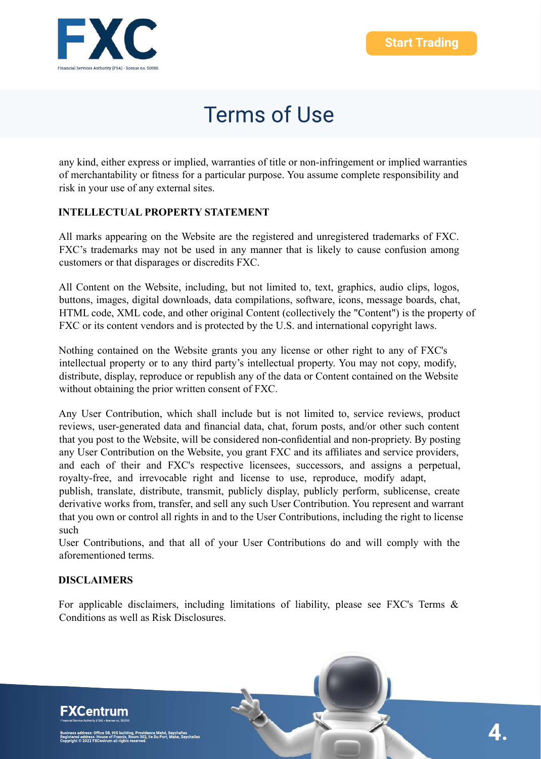any kind, either express or implied, warranties of title or non-infringement or implied warranties of merchantability or fitness for a particular purpose. You assume complete responsibility and risk in your use of any external sites.

## INTELLECTUAL PROPERTY STATEMENT

All marks appearing on the Website are the registered and unregistered trademarks of FXC. FXC's trademarks may not be used in any manner that is likely to cause confusion among customers or that disparages or discredits FXC.

All Content on the Website, including, but not limited to, text, graphics, audio clips, logos, buttons, images, digital downloads, data compilations, software, icons, message boards, chat, HTML code, XML code, and other original Content (collectively the "Content") is the property of FXC or its content vendors and is protected by the U.S. and international copyright laws.

Nothing contained on the Website grants you any license or other right to any of FXC's intellectual property or to any third party's intellectual property. You may not copy, modify, distribute, display, reproduce or republish any of the data or Content contained on the Website without obtaining the prior written consent of FXC.

Any User Contribution, which shall include but is not limited to, service reviews, product reviews, user-generated data and financial data, chat, forum posts, and/or other such content that you post to the Website, will be considered non-confidential and non-propriety. By posting any User Contribution on the Website, you grant FXC and its affiliates and service providers, and each of their and FXC's respective licensees, successors, and assigns a perpetual, royalty-free, and irrevocable right and license to use, reproduce, modify adapt, publish, translate, distribute, transmit, publicly display, publicly perform, sublicense, create derivative works from, transfer, and sell any such User Contribution. You represent and warrant that you own or control all rights in and to the User Contributions, including the right to license such User Contributions, and that all of your User Contributions do and will comply with the aforementioned terms.

## DISCLAIMERS

For applicable disclaimers, including limitations of liability, please see FXC's Terms & Conditions as well as Risk Disclosures.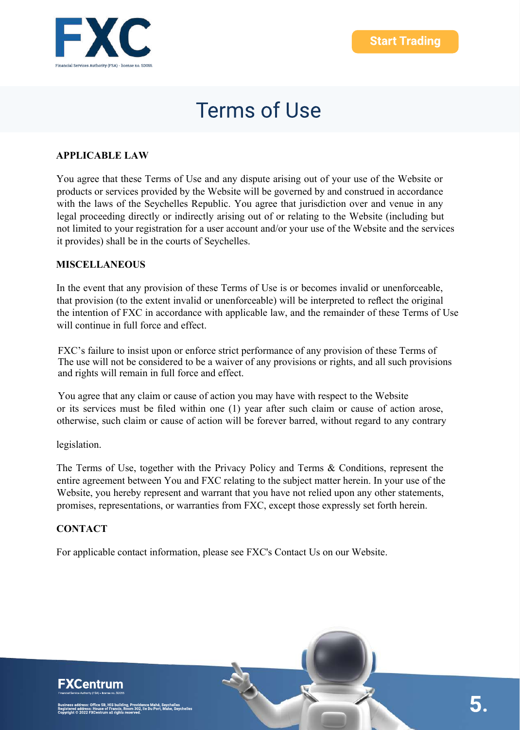# Terms of Use

**APPLICABLE LAW**

You agree that these Terms of Use and any dispute arising out of your use of the Website or products or services provided by the Website will be governed by and construed in accordance with the laws of the Seychelles Republic. You agree that jurisdiction over and venue in any legal proceeding directly or indirectly arising out of or relating to the Website (including but not limited to your registration for a user account and/or your use of the Website and the services it provides) shall be in the courts of Seychelles.

**MISCELLANEOUS**

In the event that any provision of these Terms of Use is or becomes invalid or unenforceable, that provision (to the extent invalid or unenforceable) will be interpreted to reflect the original the intention of FXC in accordance with applicable law, and the remainder of these Terms of Use will continue in full force and effect.

FXC's failure to insist upon or enforce strict performance of any provision of these Terms of The use will not be considered to be a waiver of any provisions or rights, and all such provisions and rights will remain in full force and effect.

You agree that any claim or cause of action you may have with respect to the Website or its services must be filed within one (1) year after such claim or cause of action arose, otherwise, such claim or cause of action will be forever barred, without regard to any contrary

legislation.

The Terms of Use, together with the Privacy Policy and Terms & Conditions, represent the entire agreement between You and FXC relating to the subject matter herein. In your use of the Website, you hereby represent and warrant that you have not relied upon any other statements, promises, representations, or warranties from FXC, except those expressly set forth herein.

**CONTACT**

For applicable contact information, please see FXC's Contact Us on our Website.